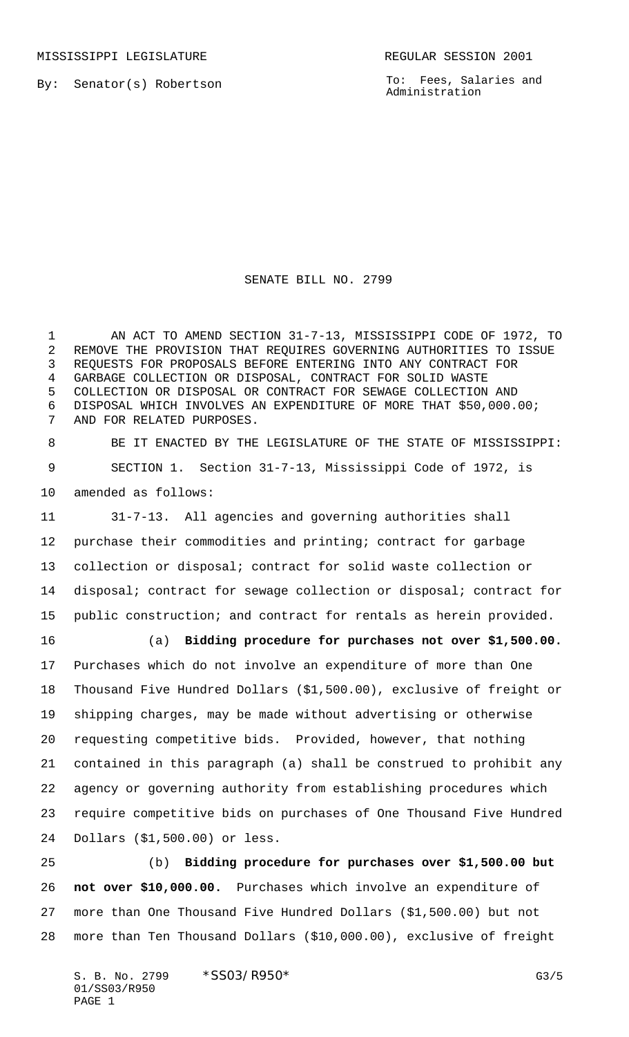MISSISSIPPI LEGISLATURE REGULAR SESSION 2001

By: Senator(s) Robertson

To: Fees, Salaries and Administration

# SENATE BILL NO. 2799

AN ACT TO AMEND SECTION 31-7-13, MISSISSIPPI CODE OF 1972, TO REMOVE THE PROVISION THAT REQUIRES GOVERNING AUTHORITIES TO ISSUE REQUESTS FOR PROPOSALS BEFORE ENTERING INTO ANY CONTRACT FOR GARBAGE COLLECTION OR DISPOSAL, CONTRACT FOR SOLID WASTE COLLECTION OR DISPOSAL OR CONTRACT FOR SEWAGE COLLECTION AND DISPOSAL WHICH INVOLVES AN EXPENDITURE OF MORE THAT $50,000.00; AND FOR RELATED PURPOSES.

BE IT ENACTED BY THE LEGISLATURE OF THE STATE OF MISSISSIPPI:

SECTION 1. Section 31-7-13, Mississippi Code of 1972, is amended as follows:

31-7-13. All agencies and governing authorities shall purchase their commodities and printing; contract for garbage collection or disposal; contract for solid waste collection or disposal; contract for sewage collection or disposal; contract for public construction; and contract for rentals as herein provided.

(a) **Bidding procedure for purchases not over $1,500.00.** Purchases which do not involve an expenditure of more than One Thousand Five Hundred Dollars ($1,500.00), exclusive of freight or shipping charges, may be made without advertising or otherwise requesting competitive bids. Provided, however, that nothing contained in this paragraph (a) shall be construed to prohibit any agency or governing authority from establishing procedures which require competitive bids on purchases of One Thousand Five Hundred Dollars ($1,500.00) or less.

(b) **Bidding procedure for purchases over $1,500.00 but not over $10,000.00.** Purchases which involve an expenditure of more than One Thousand Five Hundred Dollars ($1,500.00) but not more than Ten Thousand Dollars ($10,000.00), exclusive of freight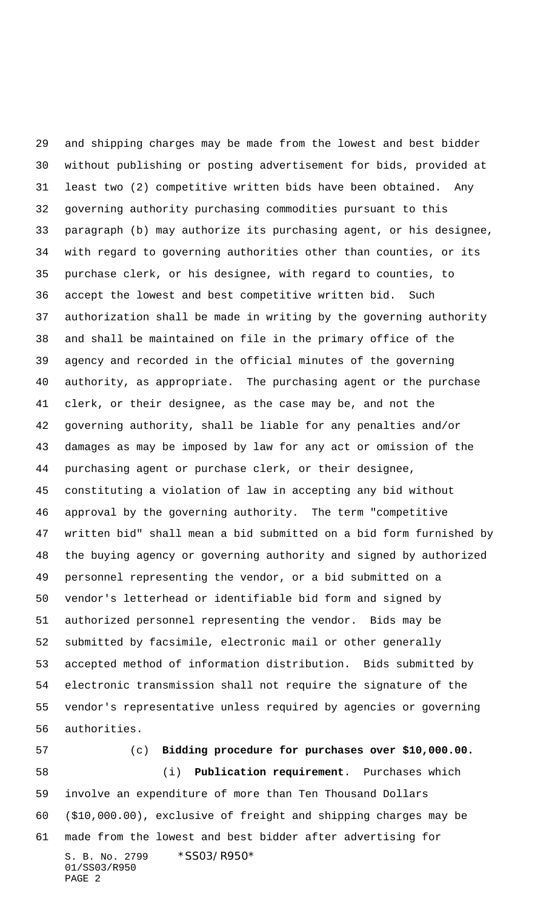and shipping charges may be made from the lowest and best bidder without publishing or posting advertisement for bids, provided at least two (2) competitive written bids have been obtained. Any governing authority purchasing commodities pursuant to this paragraph (b) may authorize its purchasing agent, or his designee, with regard to governing authorities other than counties, or its purchase clerk, or his designee, with regard to counties, to accept the lowest and best competitive written bid. Such authorization shall be made in writing by the governing authority and shall be maintained on file in the primary office of the agency and recorded in the official minutes of the governing authority, as appropriate. The purchasing agent or the purchase clerk, or their designee, as the case may be, and not the governing authority, shall be liable for any penalties and/or damages as may be imposed by law for any act or omission of the purchasing agent or purchase clerk, or their designee, constituting a violation of law in accepting any bid without approval by the governing authority. The term "competitive written bid" shall mean a bid submitted on a bid form furnished by the buying agency or governing authority and signed by authorized personnel representing the vendor, or a bid submitted on a vendor's letterhead or identifiable bid form and signed by authorized personnel representing the vendor. Bids may be submitted by facsimile, electronic mail or other generally accepted method of information distribution. Bids submitted by electronic transmission shall not require the signature of the vendor's representative unless required by agencies or governing authorities.

(c) **Bidding procedure for purchases over $10,000.00.**

(i) **Publication requirement**. Purchases which involve an expenditure of more than Ten Thousand Dollars ($10,000.00), exclusive of freight and shipping charges may be made from the lowest and best bidder after advertising for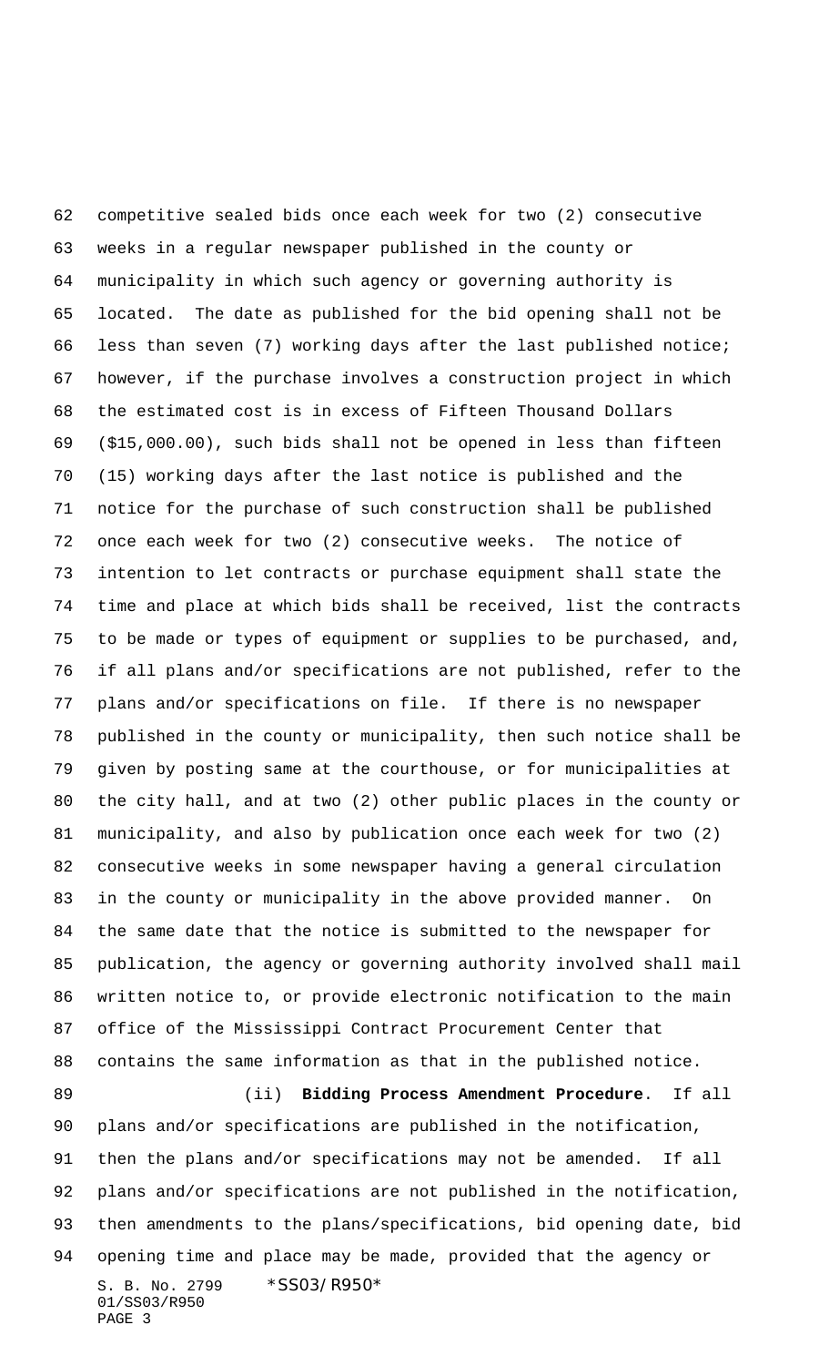competitive sealed bids once each week for two (2) consecutive weeks in a regular newspaper published in the county or municipality in which such agency or governing authority is located. The date as published for the bid opening shall not be less than seven (7) working days after the last published notice; however, if the purchase involves a construction project in which the estimated cost is in excess of Fifteen Thousand Dollars ($15,000.00), such bids shall not be opened in less than fifteen (15) working days after the last notice is published and the notice for the purchase of such construction shall be published once each week for two (2) consecutive weeks. The notice of intention to let contracts or purchase equipment shall state the time and place at which bids shall be received, list the contracts to be made or types of equipment or supplies to be purchased, and, if all plans and/or specifications are not published, refer to the plans and/or specifications on file. If there is no newspaper published in the county or municipality, then such notice shall be given by posting same at the courthouse, or for municipalities at the city hall, and at two (2) other public places in the county or municipality, and also by publication once each week for two (2) consecutive weeks in some newspaper having a general circulation in the county or municipality in the above provided manner. On the same date that the notice is submitted to the newspaper for publication, the agency or governing authority involved shall mail written notice to, or provide electronic notification to the main office of the Mississippi Contract Procurement Center that contains the same information as that in the published notice.

(ii) **Bidding Process Amendment Procedure**. If all plans and/or specifications are published in the notification, then the plans and/or specifications may not be amended. If all plans and/or specifications are not published in the notification, then amendments to the plans/specifications, bid opening date, bid opening time and place may be made, provided that the agency or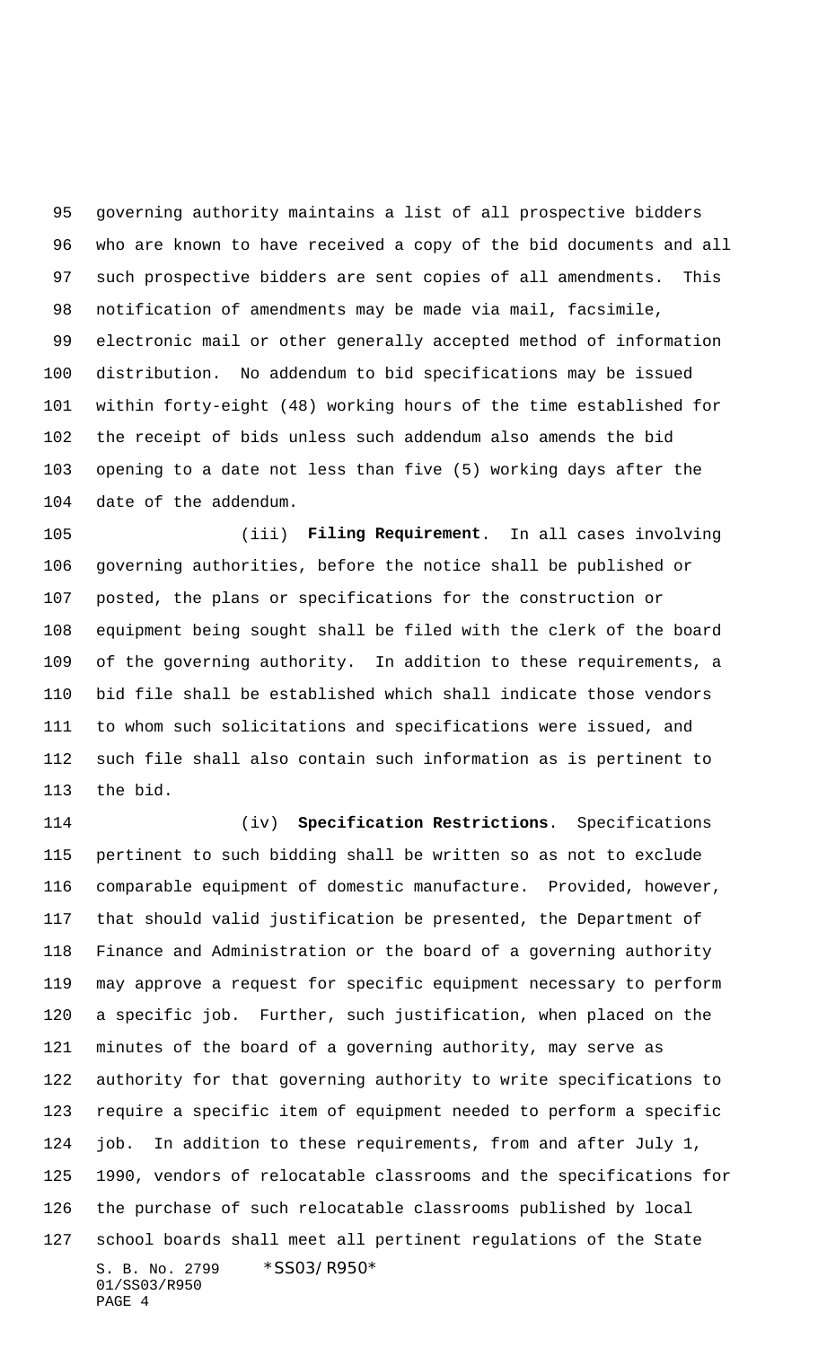governing authority maintains a list of all prospective bidders who are known to have received a copy of the bid documents and all such prospective bidders are sent copies of all amendments. This notification of amendments may be made via mail, facsimile, electronic mail or other generally accepted method of information distribution. No addendum to bid specifications may be issued within forty-eight (48) working hours of the time established for the receipt of bids unless such addendum also amends the bid opening to a date not less than five (5) working days after the date of the addendum.

(iii) **Filing Requirement**. In all cases involving governing authorities, before the notice shall be published or posted, the plans or specifications for the construction or equipment being sought shall be filed with the clerk of the board of the governing authority. In addition to these requirements, a bid file shall be established which shall indicate those vendors to whom such solicitations and specifications were issued, and such file shall also contain such information as is pertinent to the bid.

(iv) **Specification Restrictions**. Specifications pertinent to such bidding shall be written so as not to exclude comparable equipment of domestic manufacture. Provided, however, that should valid justification be presented, the Department of Finance and Administration or the board of a governing authority may approve a request for specific equipment necessary to perform a specific job. Further, such justification, when placed on the minutes of the board of a governing authority, may serve as authority for that governing authority to write specifications to require a specific item of equipment needed to perform a specific job. In addition to these requirements, from and after July 1, 1990, vendors of relocatable classrooms and the specifications for the purchase of such relocatable classrooms published by local school boards shall meet all pertinent regulations of the State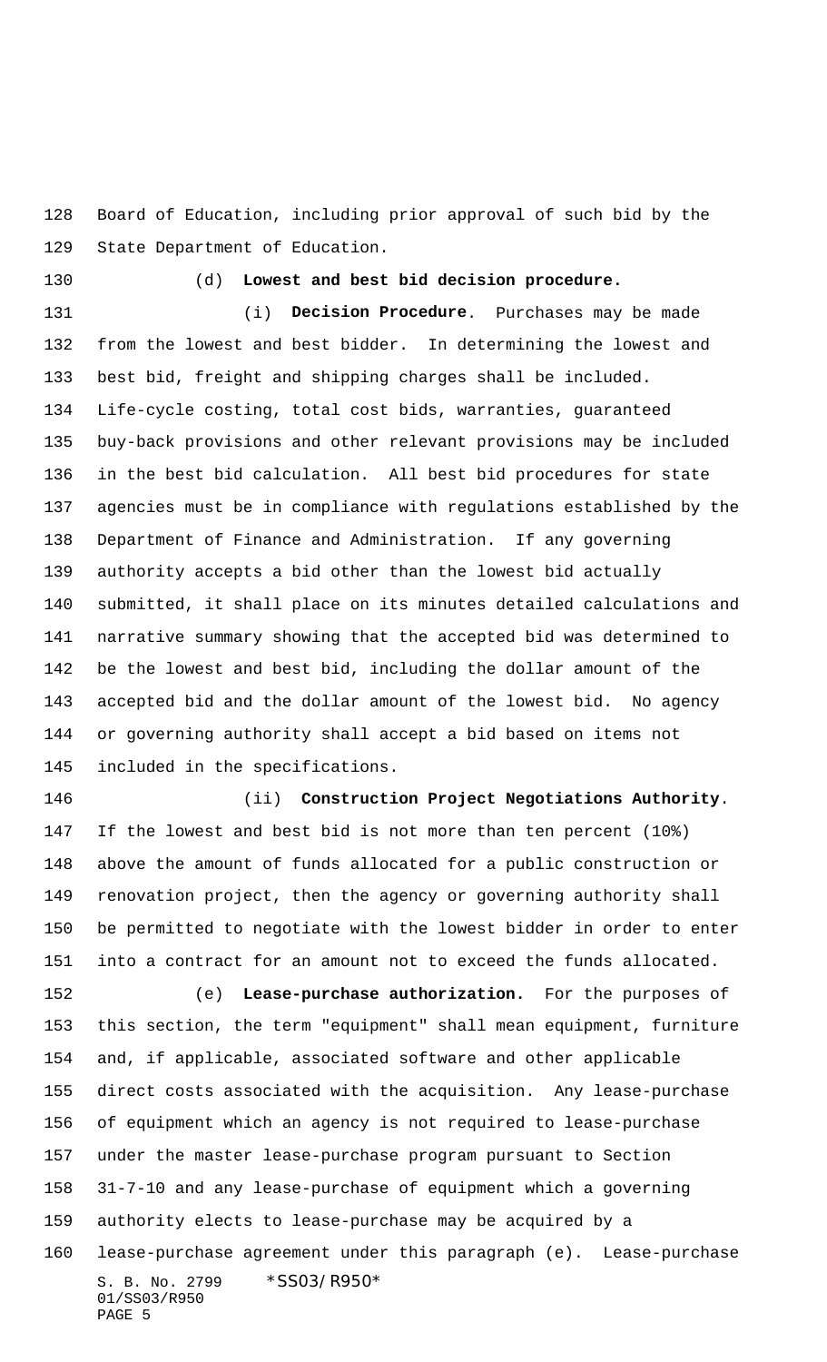Board of Education, including prior approval of such bid by the State Department of Education.

(d) **Lowest and best bid decision procedure.**

(i) **Decision Procedure**. Purchases may be made from the lowest and best bidder. In determining the lowest and best bid, freight and shipping charges shall be included. Life-cycle costing, total cost bids, warranties, guaranteed buy-back provisions and other relevant provisions may be included in the best bid calculation. All best bid procedures for state agencies must be in compliance with regulations established by the Department of Finance and Administration. If any governing authority accepts a bid other than the lowest bid actually submitted, it shall place on its minutes detailed calculations and narrative summary showing that the accepted bid was determined to be the lowest and best bid, including the dollar amount of the accepted bid and the dollar amount of the lowest bid. No agency or governing authority shall accept a bid based on items not included in the specifications.

(ii) **Construction Project Negotiations Authority**. If the lowest and best bid is not more than ten percent (10%) above the amount of funds allocated for a public construction or renovation project, then the agency or governing authority shall be permitted to negotiate with the lowest bidder in order to enter into a contract for an amount not to exceed the funds allocated.

(e) **Lease-purchase authorization.** For the purposes of this section, the term "equipment" shall mean equipment, furniture and, if applicable, associated software and other applicable direct costs associated with the acquisition. Any lease-purchase of equipment which an agency is not required to lease-purchase under the master lease-purchase program pursuant to Section 31-7-10 and any lease-purchase of equipment which a governing authority elects to lease-purchase may be acquired by a lease-purchase agreement under this paragraph (e). Lease-purchase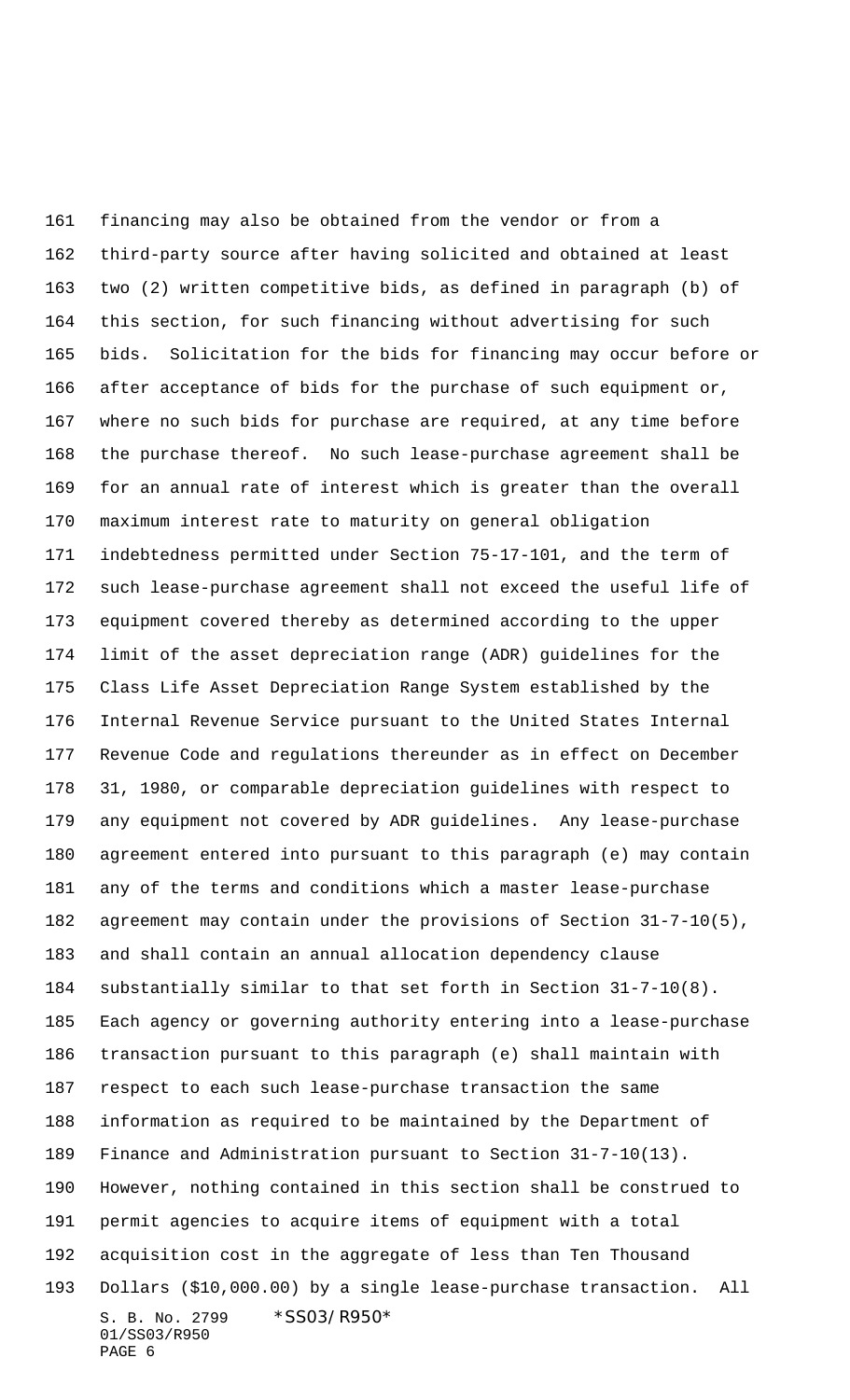financing may also be obtained from the vendor or from a third-party source after having solicited and obtained at least two (2) written competitive bids, as defined in paragraph (b) of this section, for such financing without advertising for such bids. Solicitation for the bids for financing may occur before or after acceptance of bids for the purchase of such equipment or, where no such bids for purchase are required, at any time before the purchase thereof. No such lease-purchase agreement shall be for an annual rate of interest which is greater than the overall maximum interest rate to maturity on general obligation indebtedness permitted under Section 75-17-101, and the term of such lease-purchase agreement shall not exceed the useful life of equipment covered thereby as determined according to the upper limit of the asset depreciation range (ADR) guidelines for the Class Life Asset Depreciation Range System established by the Internal Revenue Service pursuant to the United States Internal Revenue Code and regulations thereunder as in effect on December 31, 1980, or comparable depreciation guidelines with respect to any equipment not covered by ADR guidelines. Any lease-purchase agreement entered into pursuant to this paragraph (e) may contain any of the terms and conditions which a master lease-purchase agreement may contain under the provisions of Section 31-7-10(5), and shall contain an annual allocation dependency clause substantially similar to that set forth in Section 31-7-10(8). Each agency or governing authority entering into a lease-purchase transaction pursuant to this paragraph (e) shall maintain with respect to each such lease-purchase transaction the same information as required to be maintained by the Department of Finance and Administration pursuant to Section 31-7-10(13). However, nothing contained in this section shall be construed to permit agencies to acquire items of equipment with a total acquisition cost in the aggregate of less than Ten Thousand Dollars ($10,000.00) by a single lease-purchase transaction. All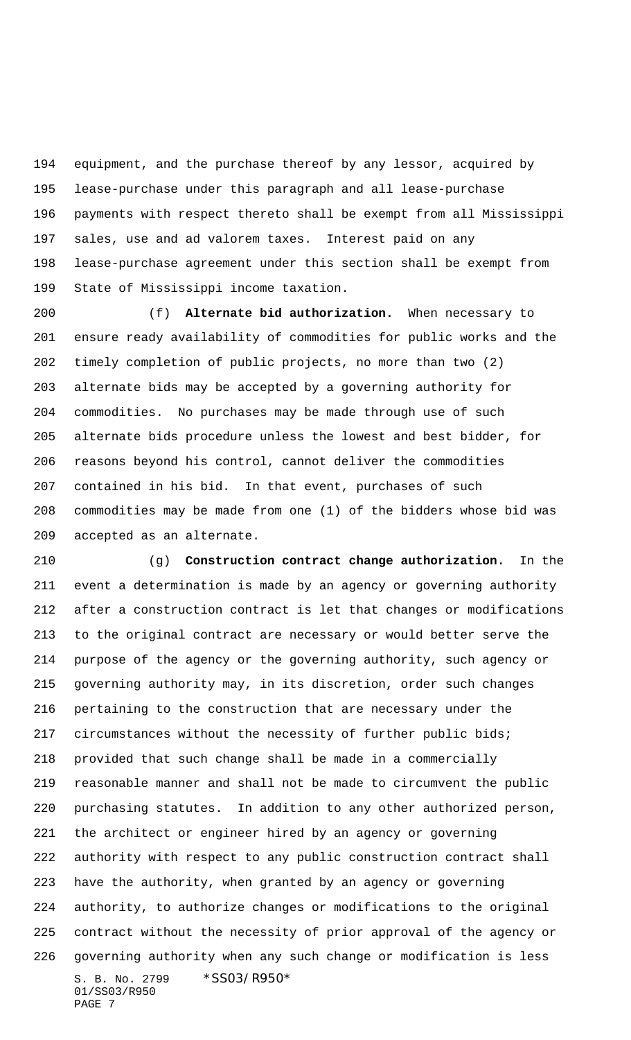equipment, and the purchase thereof by any lessor, acquired by lease-purchase under this paragraph and all lease-purchase payments with respect thereto shall be exempt from all Mississippi sales, use and ad valorem taxes. Interest paid on any lease-purchase agreement under this section shall be exempt from State of Mississippi income taxation.

(f) **Alternate bid authorization.** When necessary to ensure ready availability of commodities for public works and the timely completion of public projects, no more than two (2) alternate bids may be accepted by a governing authority for commodities. No purchases may be made through use of such alternate bids procedure unless the lowest and best bidder, for reasons beyond his control, cannot deliver the commodities contained in his bid. In that event, purchases of such commodities may be made from one (1) of the bidders whose bid was accepted as an alternate.

(g) **Construction contract change authorization.** In the event a determination is made by an agency or governing authority after a construction contract is let that changes or modifications to the original contract are necessary or would better serve the purpose of the agency or the governing authority, such agency or governing authority may, in its discretion, order such changes pertaining to the construction that are necessary under the circumstances without the necessity of further public bids; provided that such change shall be made in a commercially reasonable manner and shall not be made to circumvent the public purchasing statutes. In addition to any other authorized person, the architect or engineer hired by an agency or governing authority with respect to any public construction contract shall have the authority, when granted by an agency or governing authority, to authorize changes or modifications to the original contract without the necessity of prior approval of the agency or governing authority when any such change or modification is less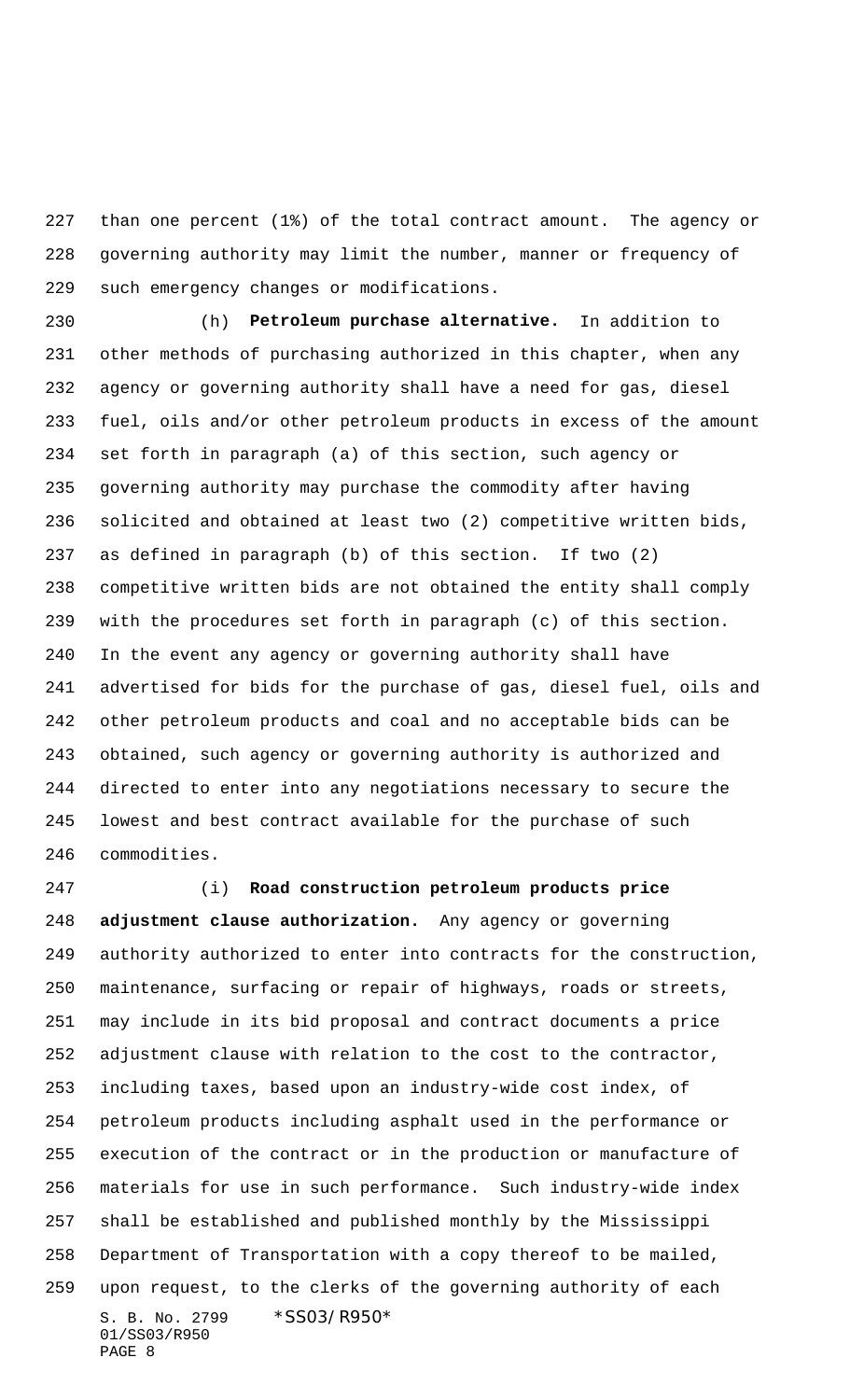than one percent (1%) of the total contract amount. The agency or governing authority may limit the number, manner or frequency of such emergency changes or modifications.

(h) **Petroleum purchase alternative.** In addition to other methods of purchasing authorized in this chapter, when any agency or governing authority shall have a need for gas, diesel fuel, oils and/or other petroleum products in excess of the amount set forth in paragraph (a) of this section, such agency or governing authority may purchase the commodity after having solicited and obtained at least two (2) competitive written bids, as defined in paragraph (b) of this section. If two (2) competitive written bids are not obtained the entity shall comply with the procedures set forth in paragraph (c) of this section. In the event any agency or governing authority shall have advertised for bids for the purchase of gas, diesel fuel, oils and other petroleum products and coal and no acceptable bids can be obtained, such agency or governing authority is authorized and directed to enter into any negotiations necessary to secure the lowest and best contract available for the purchase of such commodities.

(i) **Road construction petroleum products price adjustment clause authorization.** Any agency or governing authority authorized to enter into contracts for the construction, maintenance, surfacing or repair of highways, roads or streets, may include in its bid proposal and contract documents a price adjustment clause with relation to the cost to the contractor, including taxes, based upon an industry-wide cost index, of petroleum products including asphalt used in the performance or execution of the contract or in the production or manufacture of materials for use in such performance. Such industry-wide index shall be established and published monthly by the Mississippi Department of Transportation with a copy thereof to be mailed, upon request, to the clerks of the governing authority of each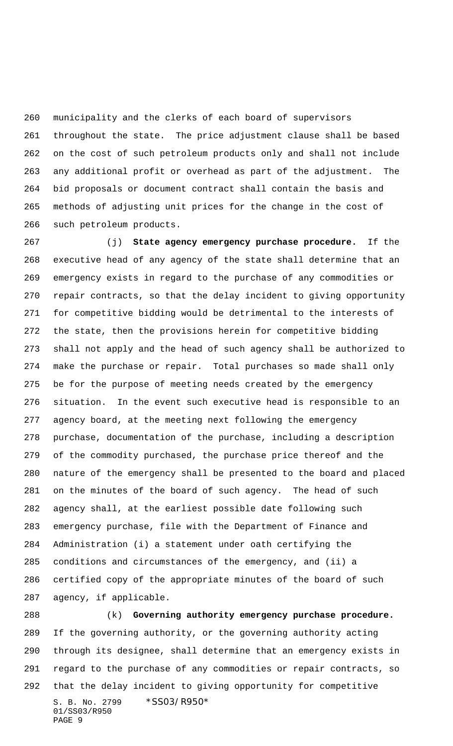municipality and the clerks of each board of supervisors throughout the state. The price adjustment clause shall be based on the cost of such petroleum products only and shall not include any additional profit or overhead as part of the adjustment. The bid proposals or document contract shall contain the basis and methods of adjusting unit prices for the change in the cost of such petroleum products.

(j) **State agency emergency purchase procedure.** If the executive head of any agency of the state shall determine that an emergency exists in regard to the purchase of any commodities or repair contracts, so that the delay incident to giving opportunity for competitive bidding would be detrimental to the interests of the state, then the provisions herein for competitive bidding shall not apply and the head of such agency shall be authorized to make the purchase or repair. Total purchases so made shall only be for the purpose of meeting needs created by the emergency situation. In the event such executive head is responsible to an agency board, at the meeting next following the emergency purchase, documentation of the purchase, including a description of the commodity purchased, the purchase price thereof and the nature of the emergency shall be presented to the board and placed on the minutes of the board of such agency. The head of such agency shall, at the earliest possible date following such emergency purchase, file with the Department of Finance and Administration (i) a statement under oath certifying the conditions and circumstances of the emergency, and (ii) a certified copy of the appropriate minutes of the board of such agency, if applicable.

(k) **Governing authority emergency purchase procedure.** If the governing authority, or the governing authority acting through its designee, shall determine that an emergency exists in regard to the purchase of any commodities or repair contracts, so that the delay incident to giving opportunity for competitive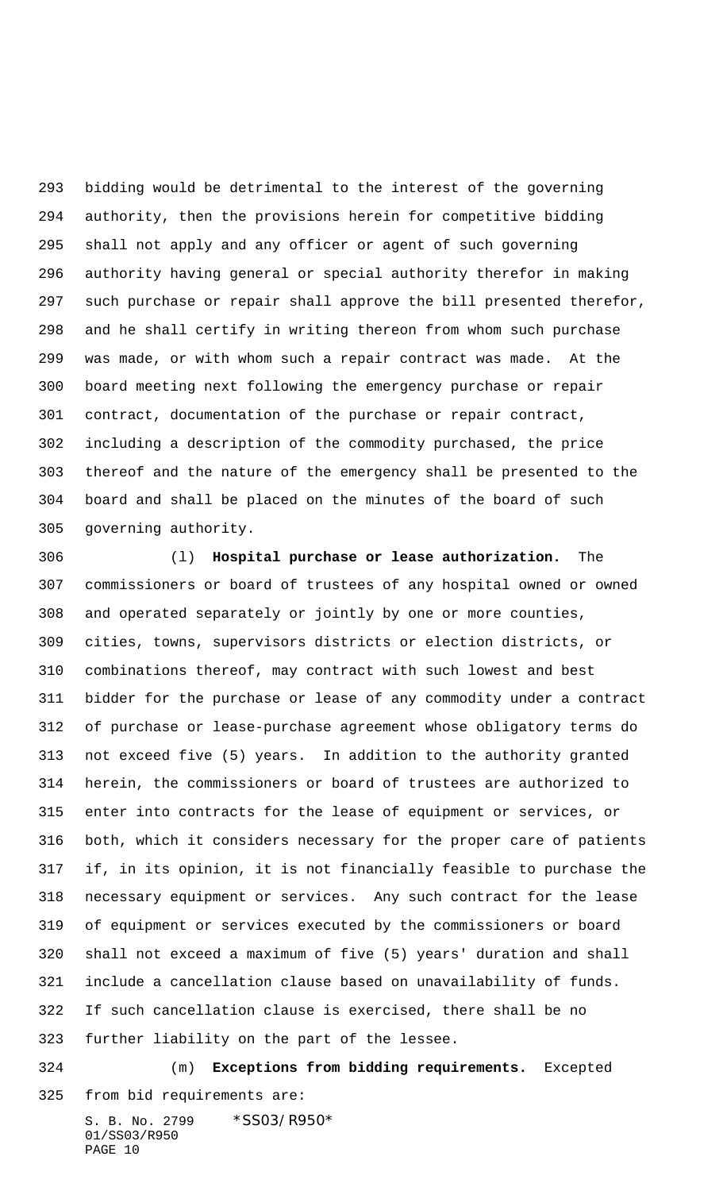bidding would be detrimental to the interest of the governing authority, then the provisions herein for competitive bidding shall not apply and any officer or agent of such governing authority having general or special authority therefor in making such purchase or repair shall approve the bill presented therefor, and he shall certify in writing thereon from whom such purchase was made, or with whom such a repair contract was made. At the board meeting next following the emergency purchase or repair contract, documentation of the purchase or repair contract, including a description of the commodity purchased, the price thereof and the nature of the emergency shall be presented to the board and shall be placed on the minutes of the board of such governing authority.

(l) **Hospital purchase or lease authorization.** The commissioners or board of trustees of any hospital owned or owned and operated separately or jointly by one or more counties, cities, towns, supervisors districts or election districts, or combinations thereof, may contract with such lowest and best bidder for the purchase or lease of any commodity under a contract of purchase or lease-purchase agreement whose obligatory terms do not exceed five (5) years. In addition to the authority granted herein, the commissioners or board of trustees are authorized to enter into contracts for the lease of equipment or services, or both, which it considers necessary for the proper care of patients if, in its opinion, it is not financially feasible to purchase the necessary equipment or services. Any such contract for the lease of equipment or services executed by the commissioners or board shall not exceed a maximum of five (5) years' duration and shall include a cancellation clause based on unavailability of funds. If such cancellation clause is exercised, there shall be no further liability on the part of the lessee.

(m) **Exceptions from bidding requirements.** Excepted from bid requirements are: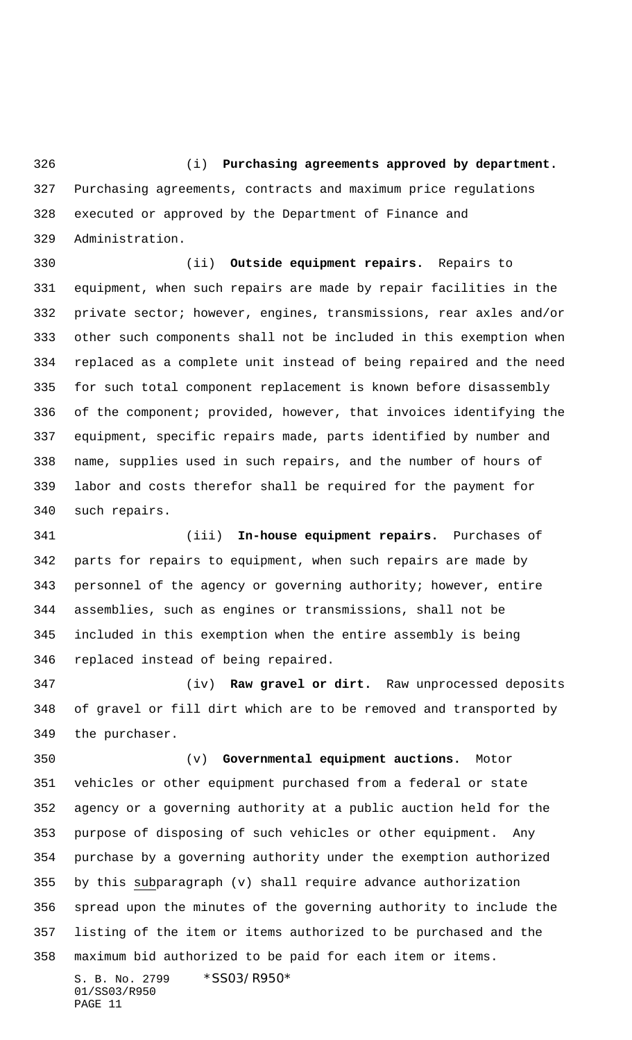(i) **Purchasing agreements approved by department.** Purchasing agreements, contracts and maximum price regulations executed or approved by the Department of Finance and Administration.

(ii) **Outside equipment repairs.** Repairs to equipment, when such repairs are made by repair facilities in the private sector; however, engines, transmissions, rear axles and/or other such components shall not be included in this exemption when replaced as a complete unit instead of being repaired and the need for such total component replacement is known before disassembly of the component; provided, however, that invoices identifying the equipment, specific repairs made, parts identified by number and name, supplies used in such repairs, and the number of hours of labor and costs therefor shall be required for the payment for such repairs.

(iii) **In-house equipment repairs.** Purchases of parts for repairs to equipment, when such repairs are made by personnel of the agency or governing authority; however, entire assemblies, such as engines or transmissions, shall not be included in this exemption when the entire assembly is being replaced instead of being repaired.

(iv) **Raw gravel or dirt.** Raw unprocessed deposits of gravel or fill dirt which are to be removed and transported by the purchaser.

(v) **Governmental equipment auctions.** Motor vehicles or other equipment purchased from a federal or state agency or a governing authority at a public auction held for the purpose of disposing of such vehicles or other equipment. Any purchase by a governing authority under the exemption authorized by this subparagraph (v) shall require advance authorization spread upon the minutes of the governing authority to include the listing of the item or items authorized to be purchased and the maximum bid authorized to be paid for each item or items.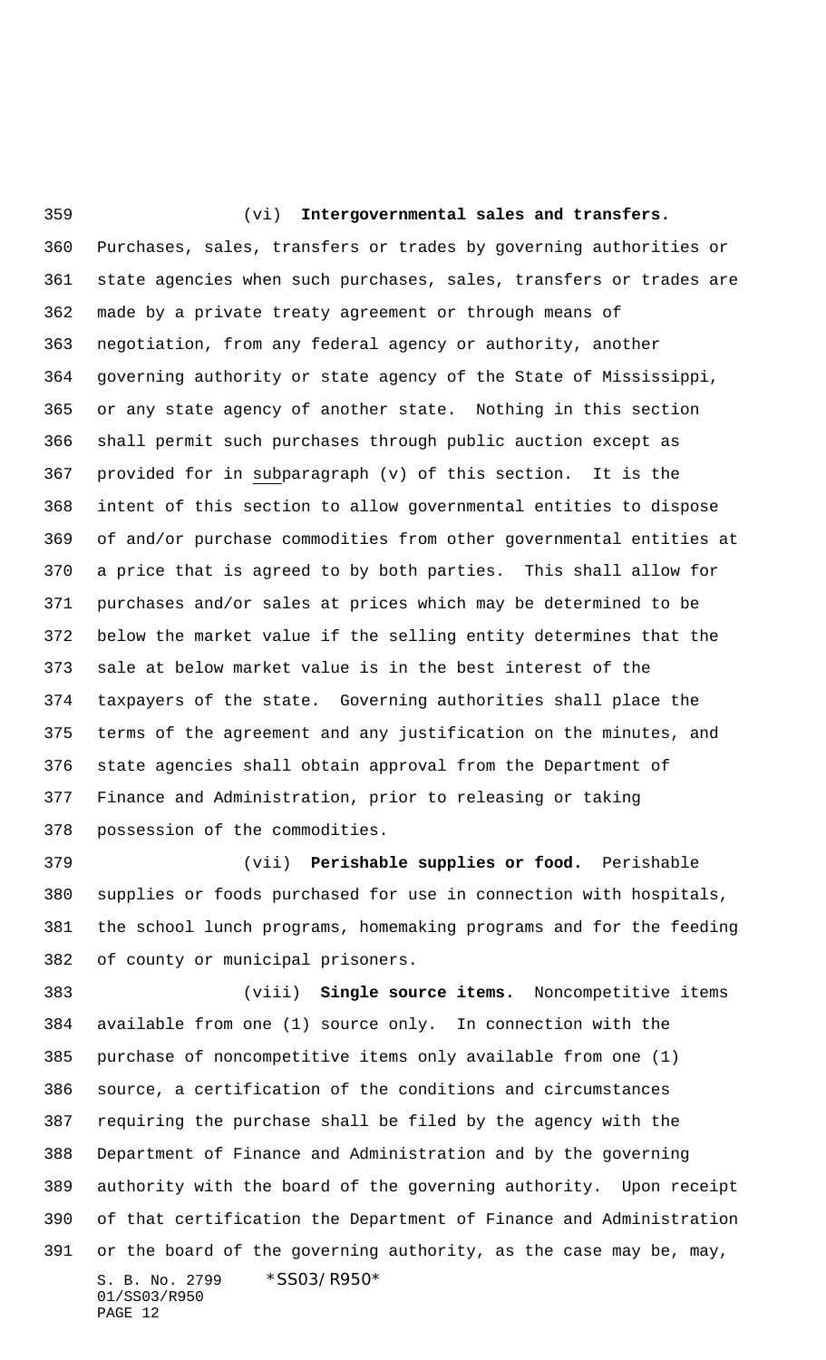(vi) **Intergovernmental sales and transfers.** Purchases, sales, transfers or trades by governing authorities or state agencies when such purchases, sales, transfers or trades are made by a private treaty agreement or through means of negotiation, from any federal agency or authority, another governing authority or state agency of the State of Mississippi, or any state agency of another state. Nothing in this section shall permit such purchases through public auction except as provided for in subparagraph (v) of this section. It is the intent of this section to allow governmental entities to dispose of and/or purchase commodities from other governmental entities at a price that is agreed to by both parties. This shall allow for purchases and/or sales at prices which may be determined to be below the market value if the selling entity determines that the sale at below market value is in the best interest of the taxpayers of the state. Governing authorities shall place the terms of the agreement and any justification on the minutes, and state agencies shall obtain approval from the Department of Finance and Administration, prior to releasing or taking possession of the commodities.

(vii) **Perishable supplies or food.** Perishable supplies or foods purchased for use in connection with hospitals, the school lunch programs, homemaking programs and for the feeding of county or municipal prisoners.

(viii) **Single source items.** Noncompetitive items available from one (1) source only. In connection with the purchase of noncompetitive items only available from one (1) source, a certification of the conditions and circumstances requiring the purchase shall be filed by the agency with the Department of Finance and Administration and by the governing authority with the board of the governing authority. Upon receipt of that certification the Department of Finance and Administration or the board of the governing authority, as the case may be, may,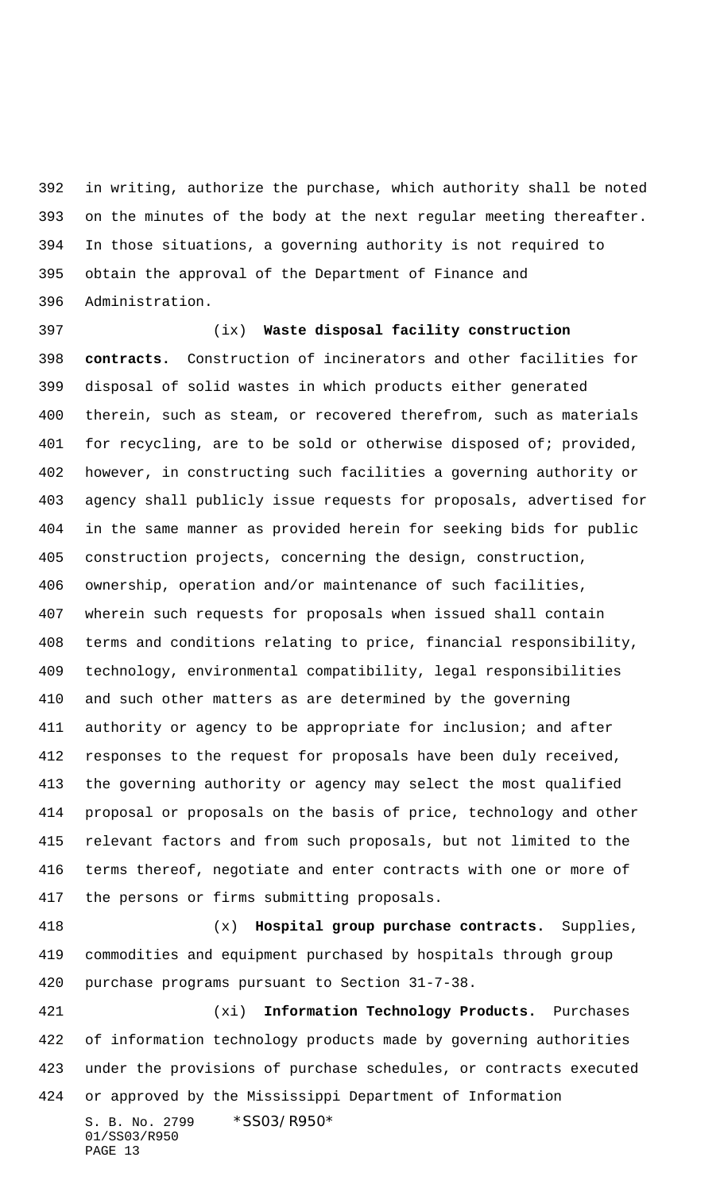in writing, authorize the purchase, which authority shall be noted on the minutes of the body at the next regular meeting thereafter. In those situations, a governing authority is not required to obtain the approval of the Department of Finance and Administration.

(ix) **Waste disposal facility construction contracts.** Construction of incinerators and other facilities for disposal of solid wastes in which products either generated therein, such as steam, or recovered therefrom, such as materials for recycling, are to be sold or otherwise disposed of; provided, however, in constructing such facilities a governing authority or agency shall publicly issue requests for proposals, advertised for in the same manner as provided herein for seeking bids for public construction projects, concerning the design, construction, ownership, operation and/or maintenance of such facilities, wherein such requests for proposals when issued shall contain terms and conditions relating to price, financial responsibility, technology, environmental compatibility, legal responsibilities and such other matters as are determined by the governing authority or agency to be appropriate for inclusion; and after responses to the request for proposals have been duly received, the governing authority or agency may select the most qualified proposal or proposals on the basis of price, technology and other relevant factors and from such proposals, but not limited to the terms thereof, negotiate and enter contracts with one or more of the persons or firms submitting proposals.

(x) **Hospital group purchase contracts.** Supplies, commodities and equipment purchased by hospitals through group purchase programs pursuant to Section 31-7-38.

(xi) **Information Technology Products.** Purchases of information technology products made by governing authorities under the provisions of purchase schedules, or contracts executed or approved by the Mississippi Department of Information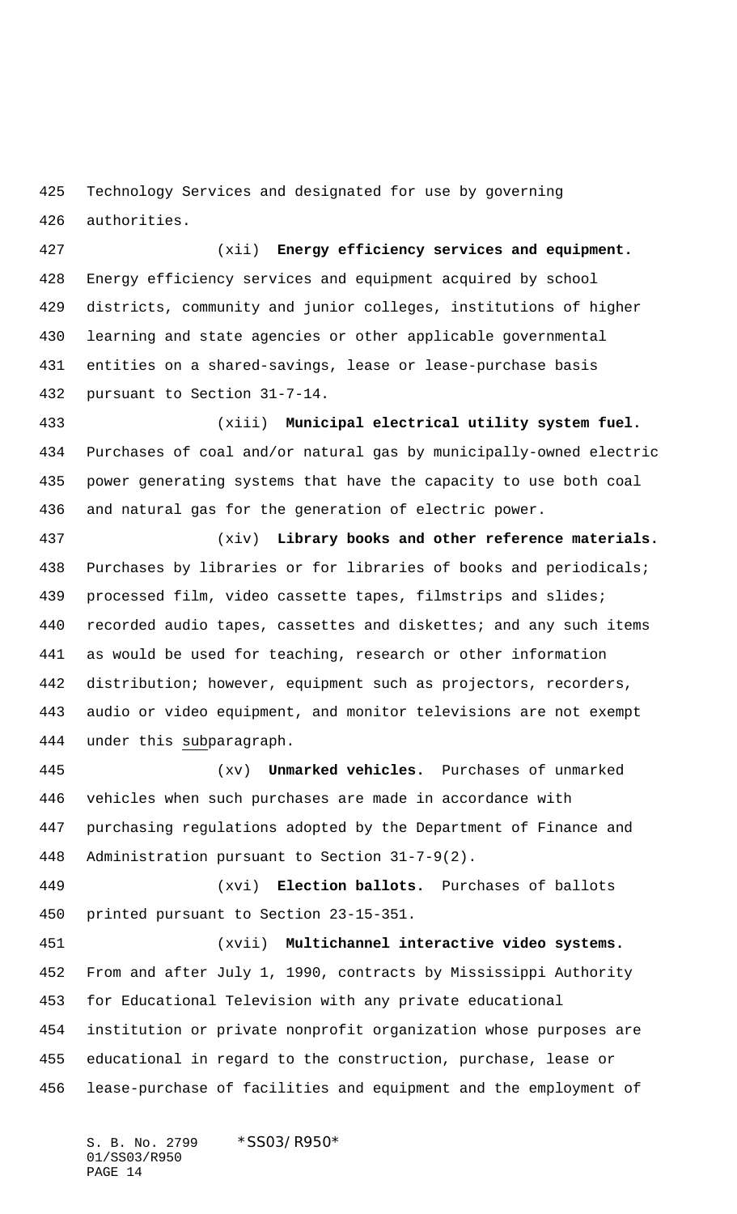Technology Services and designated for use by governing authorities.

(xii) **Energy efficiency services and equipment.** Energy efficiency services and equipment acquired by school districts, community and junior colleges, institutions of higher learning and state agencies or other applicable governmental entities on a shared-savings, lease or lease-purchase basis pursuant to Section 31-7-14.

(xiii) **Municipal electrical utility system fuel.** Purchases of coal and/or natural gas by municipally-owned electric power generating systems that have the capacity to use both coal and natural gas for the generation of electric power.

(xiv) **Library books and other reference materials.** Purchases by libraries or for libraries of books and periodicals; processed film, video cassette tapes, filmstrips and slides; recorded audio tapes, cassettes and diskettes; and any such items as would be used for teaching, research or other information distribution; however, equipment such as projectors, recorders, audio or video equipment, and monitor televisions are not exempt under this subparagraph.

(xv) **Unmarked vehicles.** Purchases of unmarked vehicles when such purchases are made in accordance with purchasing regulations adopted by the Department of Finance and Administration pursuant to Section 31-7-9(2).

(xvi) **Election ballots.** Purchases of ballots printed pursuant to Section 23-15-351.

(xvii) **Multichannel interactive video systems.** From and after July 1, 1990, contracts by Mississippi Authority for Educational Television with any private educational institution or private nonprofit organization whose purposes are educational in regard to the construction, purchase, lease or lease-purchase of facilities and equipment and the employment of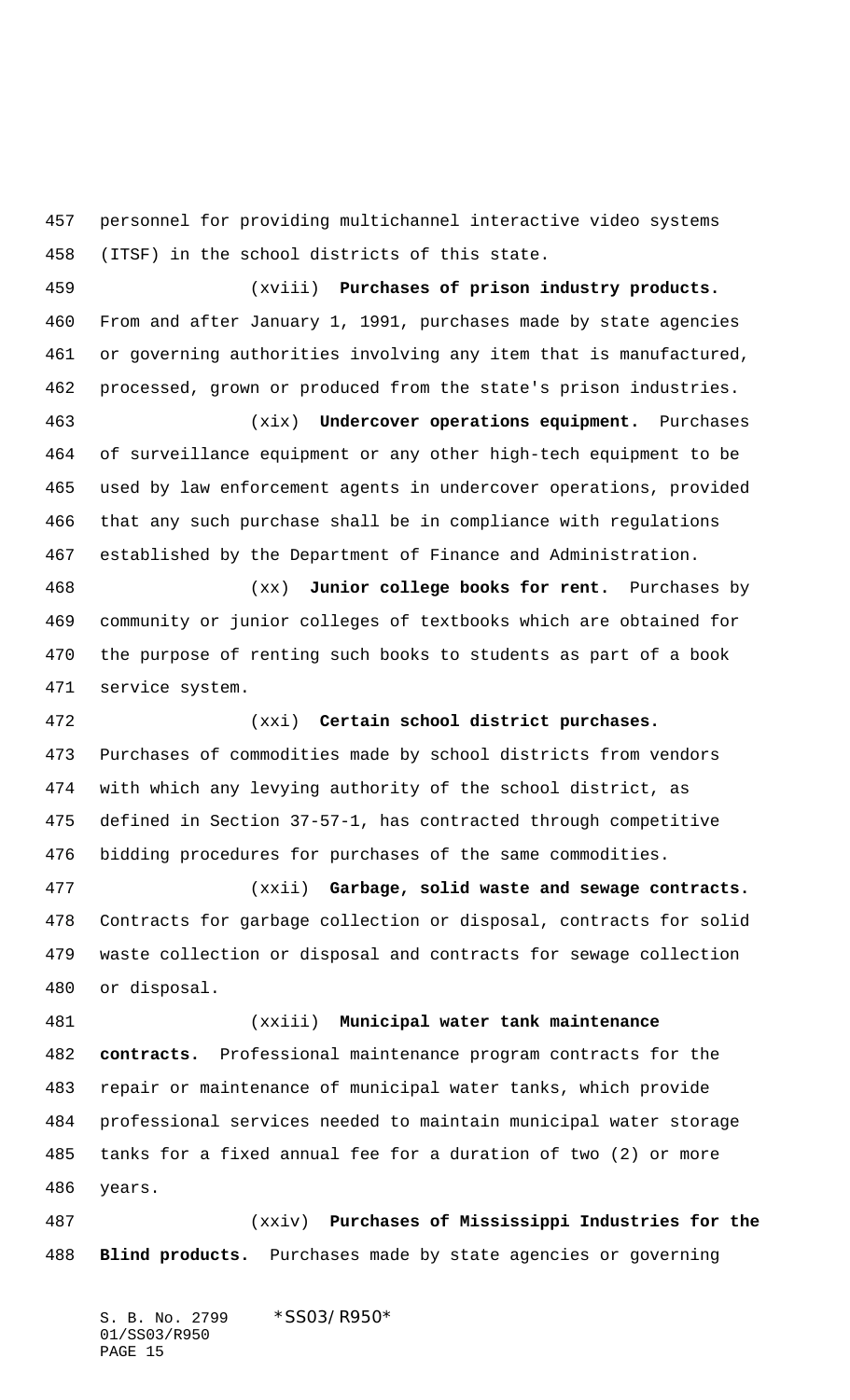personnel for providing multichannel interactive video systems (ITSF) in the school districts of this state.

(xviii) **Purchases of prison industry products.** From and after January 1, 1991, purchases made by state agencies or governing authorities involving any item that is manufactured, processed, grown or produced from the state's prison industries.

(xix) **Undercover operations equipment.** Purchases of surveillance equipment or any other high-tech equipment to be used by law enforcement agents in undercover operations, provided that any such purchase shall be in compliance with regulations established by the Department of Finance and Administration.

(xx) **Junior college books for rent.** Purchases by community or junior colleges of textbooks which are obtained for the purpose of renting such books to students as part of a book service system.

(xxi) **Certain school district purchases.** Purchases of commodities made by school districts from vendors with which any levying authority of the school district, as defined in Section 37-57-1, has contracted through competitive bidding procedures for purchases of the same commodities.

(xxii) **Garbage, solid waste and sewage contracts.** Contracts for garbage collection or disposal, contracts for solid waste collection or disposal and contracts for sewage collection or disposal.

(xxiii) **Municipal water tank maintenance contracts.** Professional maintenance program contracts for the repair or maintenance of municipal water tanks, which provide professional services needed to maintain municipal water storage tanks for a fixed annual fee for a duration of two (2) or more years.

(xxiv) **Purchases of Mississippi Industries for the Blind products.** Purchases made by state agencies or governing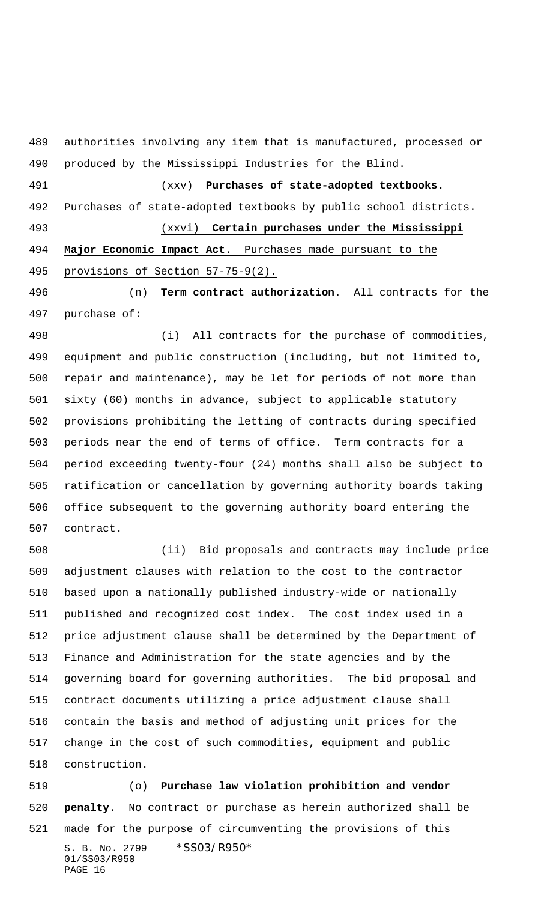authorities involving any item that is manufactured, processed or produced by the Mississippi Industries for the Blind.

(xxv) **Purchases of state-adopted textbooks.** Purchases of state-adopted textbooks by public school districts.

(xxvi) **Certain purchases under the Mississippi Major Economic Impact Act**. Purchases made pursuant to the provisions of Section 57-75-9(2).

(n) **Term contract authorization.** All contracts for the purchase of:

(i) All contracts for the purchase of commodities, equipment and public construction (including, but not limited to, repair and maintenance), may be let for periods of not more than sixty (60) months in advance, subject to applicable statutory provisions prohibiting the letting of contracts during specified periods near the end of terms of office. Term contracts for a period exceeding twenty-four (24) months shall also be subject to ratification or cancellation by governing authority boards taking office subsequent to the governing authority board entering the contract.

(ii) Bid proposals and contracts may include price adjustment clauses with relation to the cost to the contractor based upon a nationally published industry-wide or nationally published and recognized cost index. The cost index used in a price adjustment clause shall be determined by the Department of Finance and Administration for the state agencies and by the governing board for governing authorities. The bid proposal and contract documents utilizing a price adjustment clause shall contain the basis and method of adjusting unit prices for the change in the cost of such commodities, equipment and public construction.

(o) **Purchase law violation prohibition and vendor penalty.** No contract or purchase as herein authorized shall be made for the purpose of circumventing the provisions of this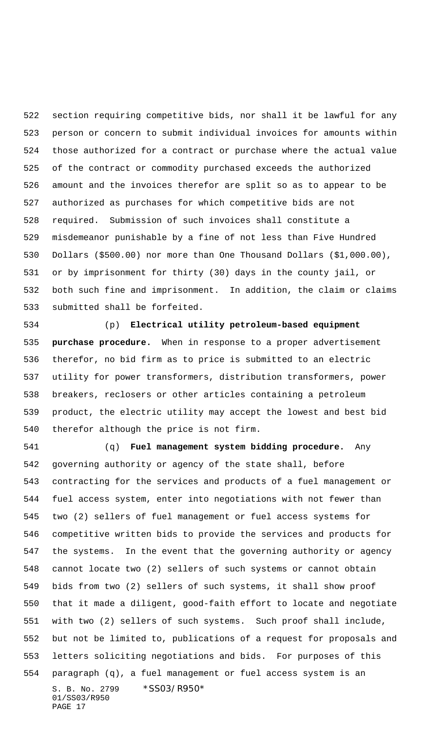section requiring competitive bids, nor shall it be lawful for any person or concern to submit individual invoices for amounts within those authorized for a contract or purchase where the actual value of the contract or commodity purchased exceeds the authorized amount and the invoices therefor are split so as to appear to be authorized as purchases for which competitive bids are not required. Submission of such invoices shall constitute a misdemeanor punishable by a fine of not less than Five Hundred Dollars ($500.00) nor more than One Thousand Dollars ($1,000.00), or by imprisonment for thirty (30) days in the county jail, or both such fine and imprisonment. In addition, the claim or claims submitted shall be forfeited.

(p) **Electrical utility petroleum-based equipment purchase procedure.** When in response to a proper advertisement therefor, no bid firm as to price is submitted to an electric utility for power transformers, distribution transformers, power breakers, reclosers or other articles containing a petroleum product, the electric utility may accept the lowest and best bid therefor although the price is not firm.

(q) **Fuel management system bidding procedure.** Any governing authority or agency of the state shall, before contracting for the services and products of a fuel management or fuel access system, enter into negotiations with not fewer than two (2) sellers of fuel management or fuel access systems for competitive written bids to provide the services and products for the systems. In the event that the governing authority or agency cannot locate two (2) sellers of such systems or cannot obtain bids from two (2) sellers of such systems, it shall show proof that it made a diligent, good-faith effort to locate and negotiate with two (2) sellers of such systems. Such proof shall include, but not be limited to, publications of a request for proposals and letters soliciting negotiations and bids. For purposes of this paragraph (q), a fuel management or fuel access system is an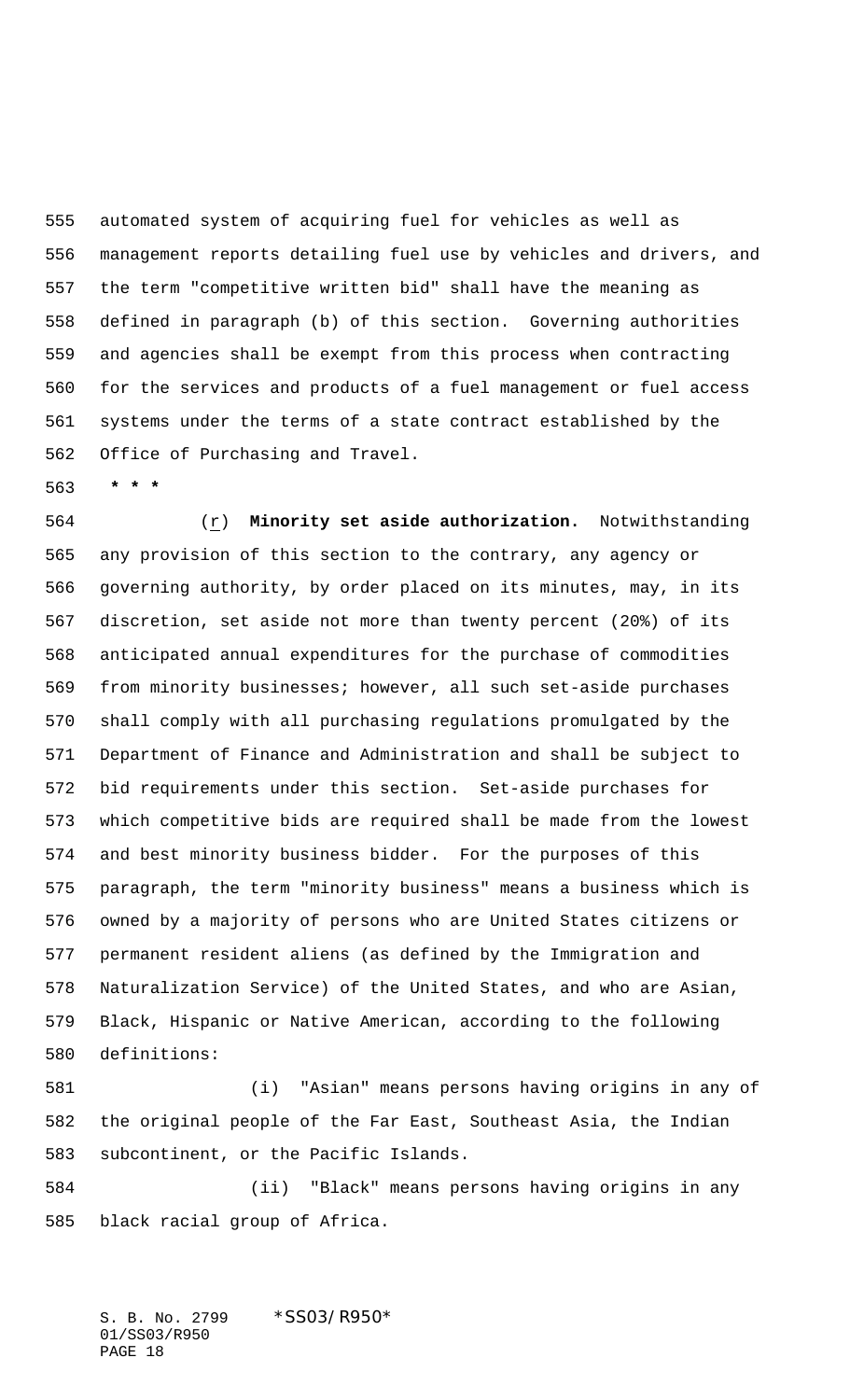automated system of acquiring fuel for vehicles as well as management reports detailing fuel use by vehicles and drivers, and the term "competitive written bid" shall have the meaning as defined in paragraph (b) of this section. Governing authorities and agencies shall be exempt from this process when contracting for the services and products of a fuel management or fuel access systems under the terms of a state contract established by the Office of Purchasing and Travel.

**\* \* \***

(r) **Minority set aside authorization.** Notwithstanding any provision of this section to the contrary, any agency or governing authority, by order placed on its minutes, may, in its discretion, set aside not more than twenty percent (20%) of its anticipated annual expenditures for the purchase of commodities from minority businesses; however, all such set-aside purchases shall comply with all purchasing regulations promulgated by the Department of Finance and Administration and shall be subject to bid requirements under this section. Set-aside purchases for which competitive bids are required shall be made from the lowest and best minority business bidder. For the purposes of this paragraph, the term "minority business" means a business which is owned by a majority of persons who are United States citizens or permanent resident aliens (as defined by the Immigration and Naturalization Service) of the United States, and who are Asian, Black, Hispanic or Native American, according to the following definitions:

(i) "Asian" means persons having origins in any of the original people of the Far East, Southeast Asia, the Indian subcontinent, or the Pacific Islands.

(ii) "Black" means persons having origins in any black racial group of Africa.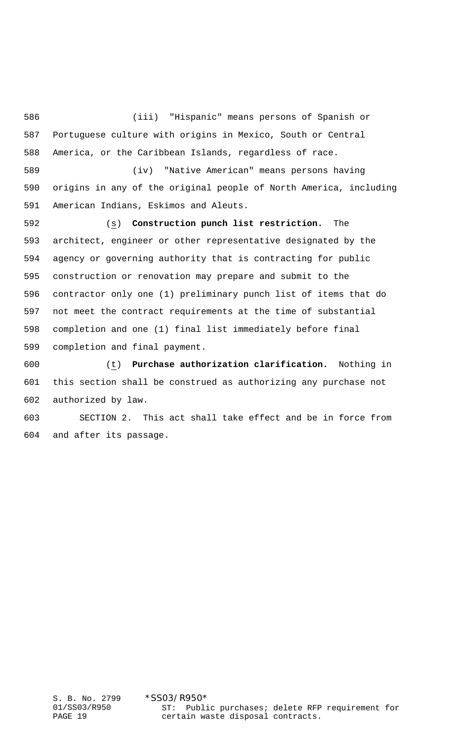(iii) "Hispanic" means persons of Spanish or Portuguese culture with origins in Mexico, South or Central America, or the Caribbean Islands, regardless of race.

(iv) "Native American" means persons having origins in any of the original people of North America, including American Indians, Eskimos and Aleuts.

(s) **Construction punch list restriction.** The architect, engineer or other representative designated by the agency or governing authority that is contracting for public construction or renovation may prepare and submit to the contractor only one (1) preliminary punch list of items that do not meet the contract requirements at the time of substantial completion and one (1) final list immediately before final completion and final payment.

(t) **Purchase authorization clarification.** Nothing in this section shall be construed as authorizing any purchase not authorized by law.

SECTION 2. This act shall take effect and be in force from and after its passage.